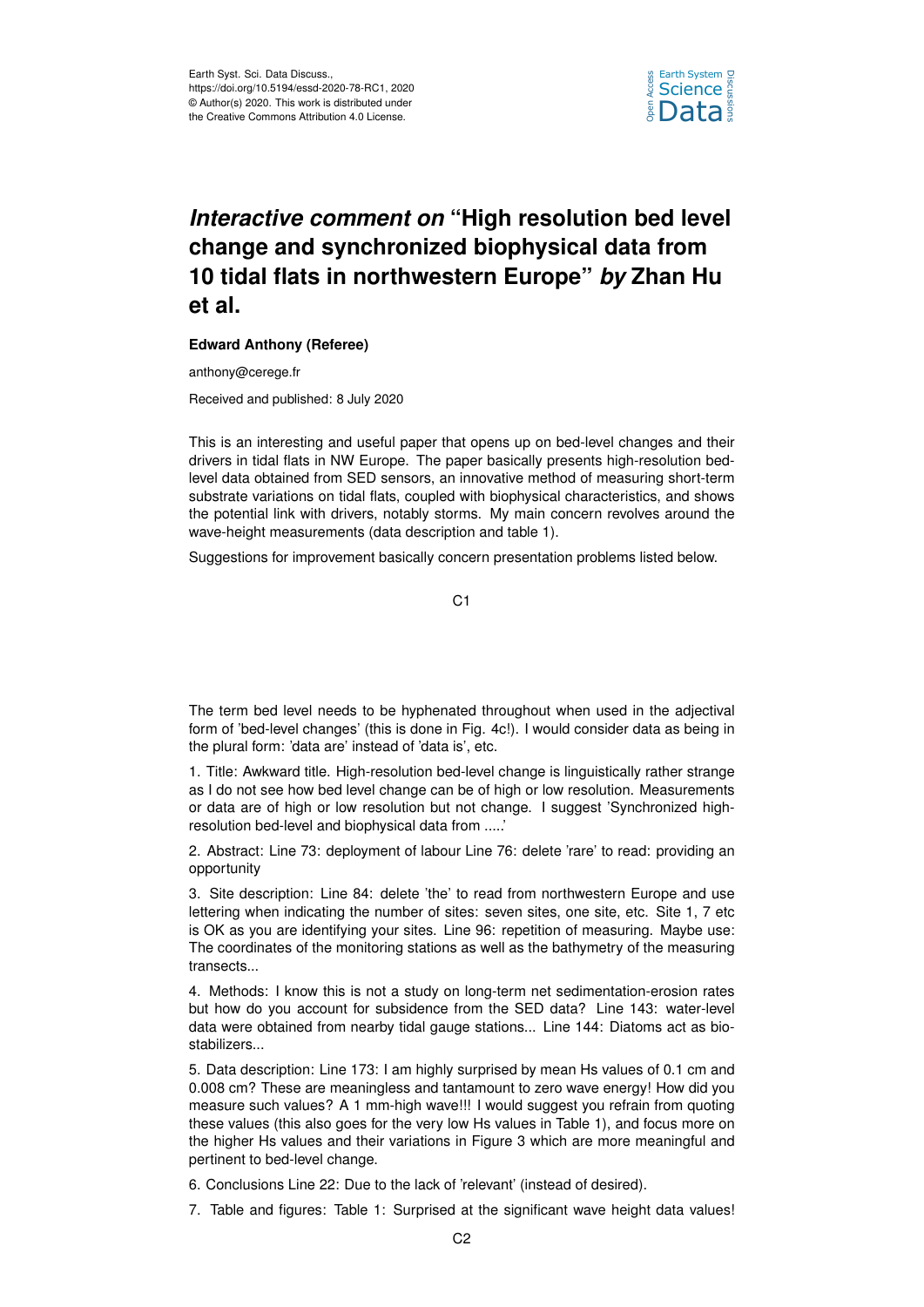# *Interactive comment on* "High resolution bed level change and synchronized biophysical data from 10 tidal flats in northwestern Europe" *by* Zhan Hu et al.

**Edward Anthony (Referee)**

anthony@cerege.fr

Received and published: 8 July 2020

This is an interesting and useful paper that opens up on bed-level changes and their drivers in tidal flats in NW Europe. The paper basically presents high-resolution bed-level data obtained from SED sensors, an innovative method of measuring short-term substrate variations on tidal flats, coupled with biophysical characteristics, and shows the potential link with drivers, notably storms. My main concern revolves around the wave-height measurements (data description and table 1).

Suggestions for improvement basically concern presentation problems listed below.

The term bed level needs to be hyphenated throughout when used in the adjectival form of 'bed-level changes' (this is done in Fig. 4c!). I would consider data as being in the plural form: 'data are' instead of 'data is', etc.

1. Title: Awkward title. High-resolution bed-level change is linguistically rather strange as I do not see how bed level change can be of high or low resolution. Measurements or data are of high or low resolution but not change. I suggest 'Synchronized high-resolution bed-level and biophysical data from .....'

2. Abstract: Line 73: deployment of labour Line 76: delete 'rare' to read: providing an opportunity

3. Site description: Line 84: delete 'the' to read from northwestern Europe and use lettering when indicating the number of sites: seven sites, one site, etc. Site 1, 7 etc is OK as you are identifying your sites. Line 96: repetition of measuring. Maybe use: The coordinates of the monitoring stations as well as the bathymetry of the measuring transects...

4. Methods: I know this is not a study on long-term net sedimentation-erosion rates but how do you account for subsidence from the SED data? Line 143: water-level data were obtained from nearby tidal gauge stations... Line 144: Diatoms act as bio-stabilizers...

5. Data description: Line 173: I am highly surprised by mean Hs values of 0.1 cm and 0.008 cm? These are meaningless and tantamount to zero wave energy! How did you measure such values? A 1 mm-high wave!!! I would suggest you refrain from quoting these values (this also goes for the very low Hs values in Table 1), and focus more on the higher Hs values and their variations in Figure 3 which are more meaningful and pertinent to bed-level change.

6. Conclusions Line 22: Due to the lack of 'relevant' (instead of desired).

7. Table and figures: Table 1: Surprised at the significant wave height data values!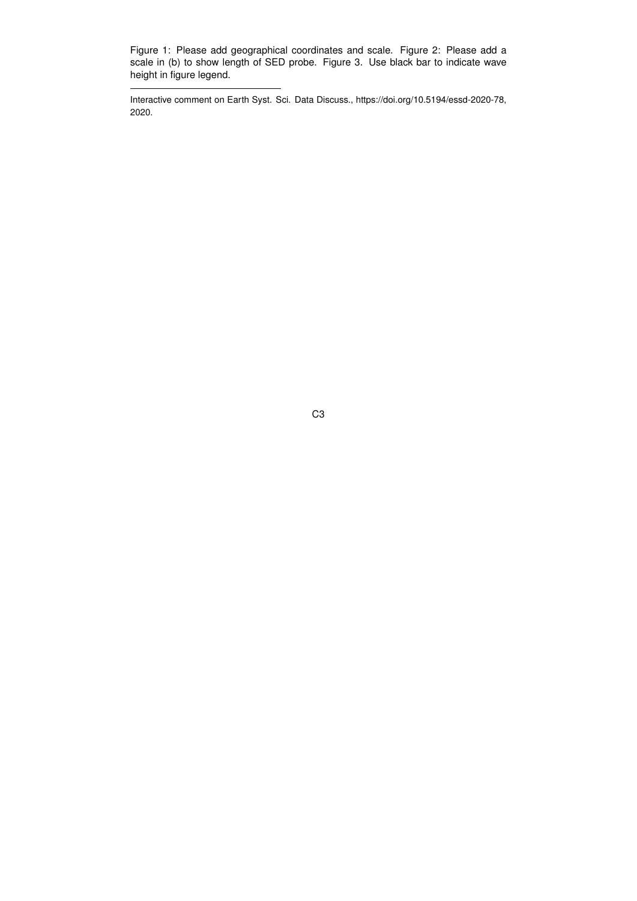Figure 1: Please add geographical coordinates and scale. Figure 2: Please add a scale in (b) to show length of SED probe. Figure 3. Use black bar to indicate wave height in figure legend.

---

Interactive comment on Earth Syst. Sci. Data Discuss., https://doi.org/10.5194/essd-2020-78, 2020.